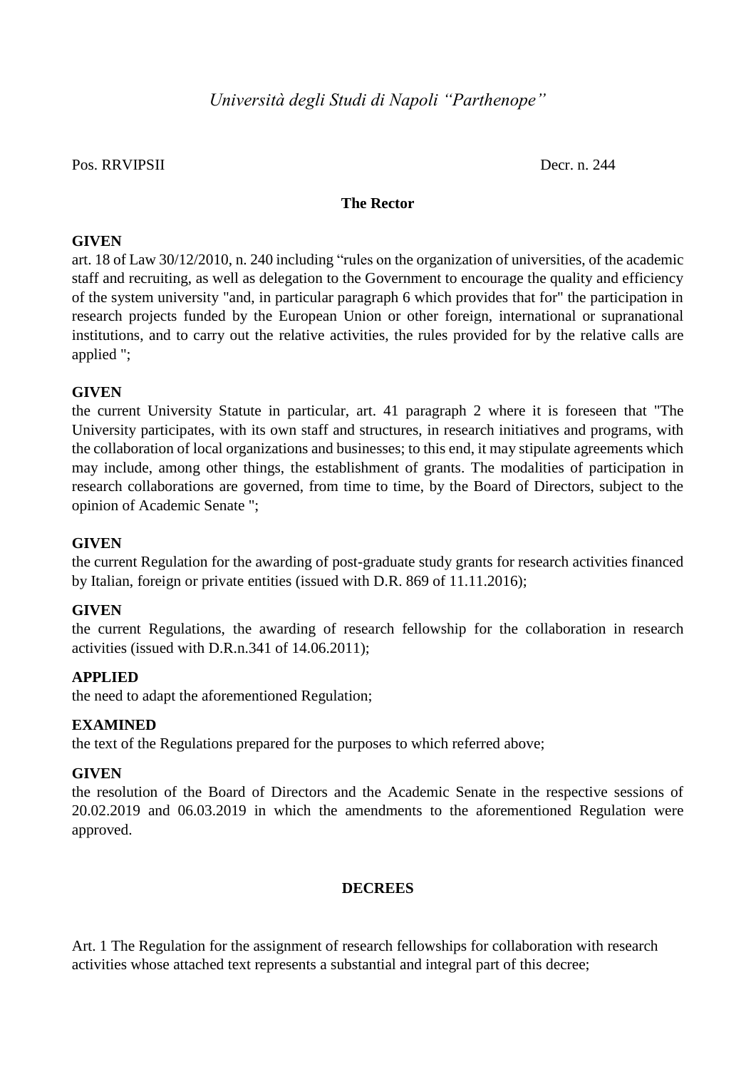*Università degli Studi di Napoli "Parthenope"*

Pos. RRVIPSII Decr. n. 244

**The Rector**

**GIVEN**
art. 18 of Law 30/12/2010, n. 240 including "rules on the organization of universities, of the academic staff and recruiting, as well as delegation to the Government to encourage the quality and efficiency of the system university "and, in particular paragraph 6 which provides that for" the participation in research projects funded by the European Union or other foreign, international or supranational institutions, and to carry out the relative activities, the rules provided for by the relative calls are applied ";

**GIVEN**
the current University Statute in particular, art. 41 paragraph 2 where it is foreseen that "The University participates, with its own staff and structures, in research initiatives and programs, with the collaboration of local organizations and businesses; to this end, it may stipulate agreements which may include, among other things, the establishment of grants. The modalities of participation in research collaborations are governed, from time to time, by the Board of Directors, subject to the opinion of Academic Senate ";

**GIVEN**
the current Regulation for the awarding of post-graduate study grants for research activities financed by Italian, foreign or private entities (issued with D.R. 869 of 11.11.2016);

**GIVEN**
the current Regulations, the awarding of research fellowship for the collaboration in research activities (issued with D.R.n.341 of 14.06.2011);

**APPLIED**
the need to adapt the aforementioned Regulation;

**EXAMINED**
the text of the Regulations prepared for the purposes to which referred above;

**GIVEN**
the resolution of the Board of Directors and the Academic Senate in the respective sessions of 20.02.2019 and 06.03.2019 in which the amendments to the aforementioned Regulation were approved.

**DECREES**

Art. 1 The Regulation for the assignment of research fellowships for collaboration with research activities whose attached text represents a substantial and integral part of this decree;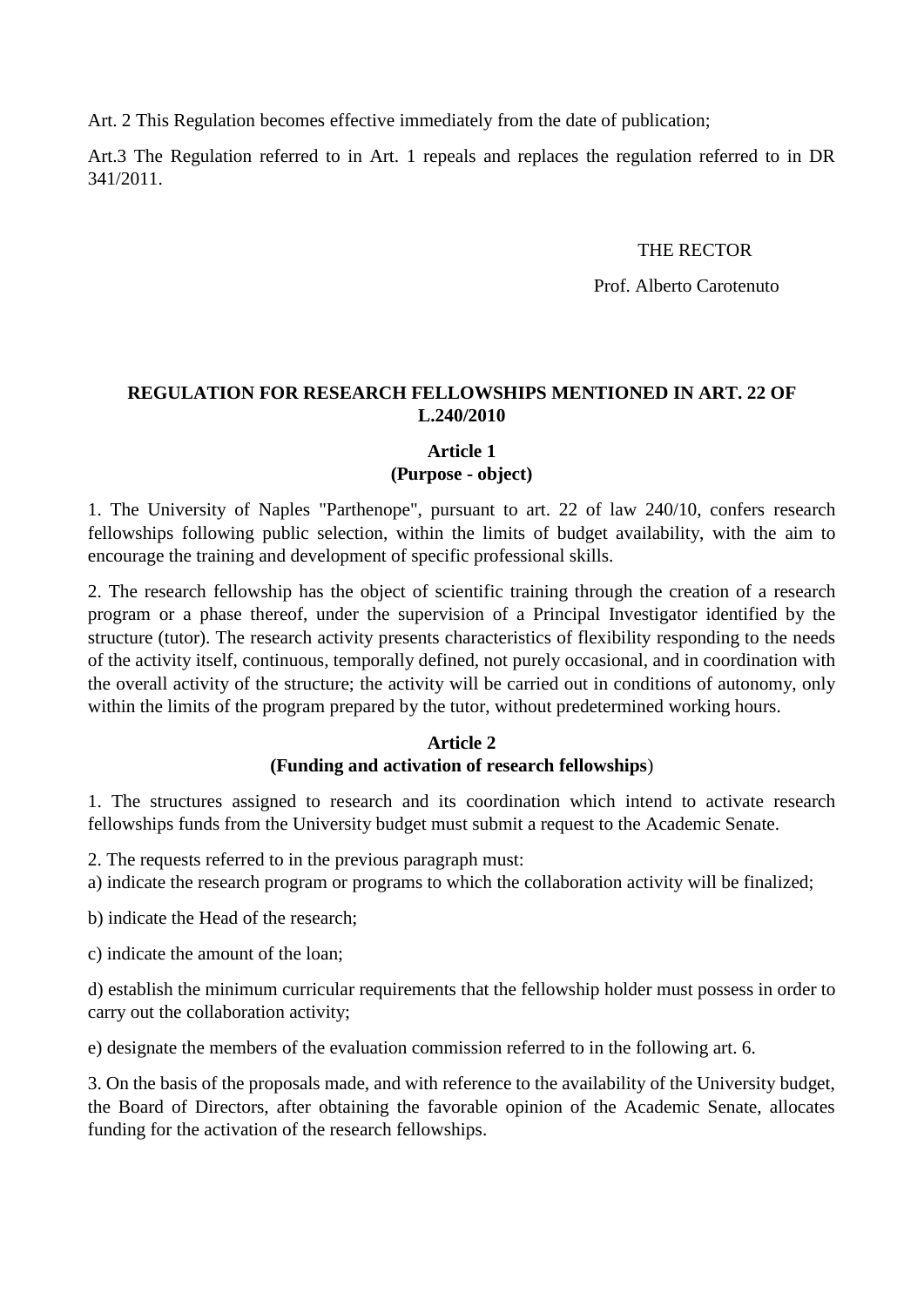Art. 2 This Regulation becomes effective immediately from the date of publication;

Art.3 The Regulation referred to in Art. 1 repeals and replaces the regulation referred to in DR 341/2011.

THE RECTOR

Prof. Alberto Carotenuto

## REGULATION FOR RESEARCH FELLOWSHIPS MENTIONED IN ART. 22 OF L.240/2010

### Article 1
### (Purpose - object)

1. The University of Naples "Parthenope", pursuant to art. 22 of law 240/10, confers research fellowships following public selection, within the limits of budget availability, with the aim to encourage the training and development of specific professional skills.

2. The research fellowship has the object of scientific training through the creation of a research program or a phase thereof, under the supervision of a Principal Investigator identified by the structure (tutor). The research activity presents characteristics of flexibility responding to the needs of the activity itself, continuous, temporally defined, not purely occasional, and in coordination with the overall activity of the structure; the activity will be carried out in conditions of autonomy, only within the limits of the program prepared by the tutor, without predetermined working hours.

### Article 2
### (Funding and activation of research fellowships)

1. The structures assigned to research and its coordination which intend to activate research fellowships funds from the University budget must submit a request to the Academic Senate.

2. The requests referred to in the previous paragraph must:
a) indicate the research program or programs to which the collaboration activity will be finalized;

b) indicate the Head of the research;

c) indicate the amount of the loan;

d) establish the minimum curricular requirements that the fellowship holder must possess in order to carry out the collaboration activity;

e) designate the members of the evaluation commission referred to in the following art. 6.

3. On the basis of the proposals made, and with reference to the availability of the University budget, the Board of Directors, after obtaining the favorable opinion of the Academic Senate, allocates funding for the activation of the research fellowships.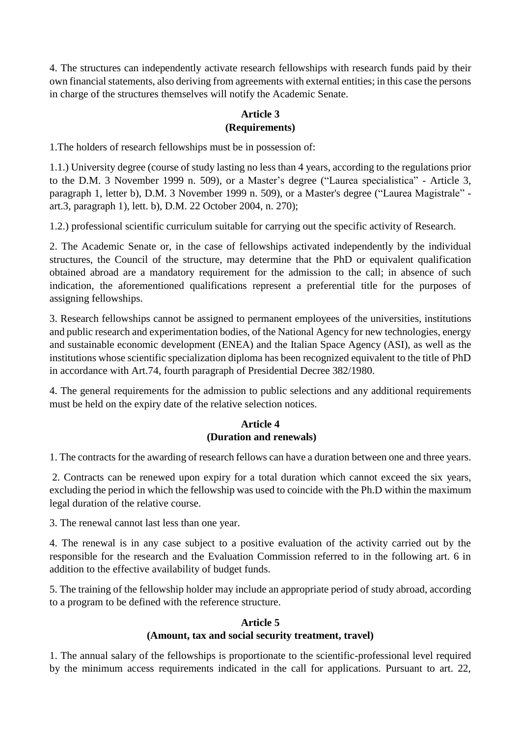4. The structures can independently activate research fellowships with research funds paid by their own financial statements, also deriving from agreements with external entities; in this case the persons in charge of the structures themselves will notify the Academic Senate.

**Article 3**
**(Requirements)**

1.The holders of research fellowships must be in possession of:

1.1.) University degree (course of study lasting no less than 4 years, according to the regulations prior to the D.M. 3 November 1999 n. 509), or a Master's degree ("Laurea specialistica" - Article 3, paragraph 1, letter b), D.M. 3 November 1999 n. 509), or a Master's degree ("Laurea Magistrale" - art.3, paragraph 1), lett. b), D.M. 22 October 2004, n. 270);

1.2.) professional scientific curriculum suitable for carrying out the specific activity of Research.

2. The Academic Senate or, in the case of fellowships activated independently by the individual structures, the Council of the structure, may determine that the PhD or equivalent qualification obtained abroad are a mandatory requirement for the admission to the call; in absence of such indication, the aforementioned qualifications represent a preferential title for the purposes of assigning fellowships.

3. Research fellowships cannot be assigned to permanent employees of the universities, institutions and public research and experimentation bodies, of the National Agency for new technologies, energy and sustainable economic development (ENEA) and the Italian Space Agency (ASI), as well as the institutions whose scientific specialization diploma has been recognized equivalent to the title of PhD in accordance with Art.74, fourth paragraph of Presidential Decree 382/1980.

4. The general requirements for the admission to public selections and any additional requirements must be held on the expiry date of the relative selection notices.

**Article 4**
**(Duration and renewals)**

1. The contracts for the awarding of research fellows can have a duration between one and three years.

2. Contracts can be renewed upon expiry for a total duration which cannot exceed the six years, excluding the period in which the fellowship was used to coincide with the Ph.D within the maximum legal duration of the relative course.

3. The renewal cannot last less than one year.

4. The renewal is in any case subject to a positive evaluation of the activity carried out by the responsible for the research and the Evaluation Commission referred to in the following art. 6 in addition to the effective availability of budget funds.

5. The training of the fellowship holder may include an appropriate period of study abroad, according to a program to be defined with the reference structure.

**Article 5**
**(Amount, tax and social security treatment, travel)**

1. The annual salary of the fellowships is proportionate to the scientific-professional level required by the minimum access requirements indicated in the call for applications. Pursuant to art. 22,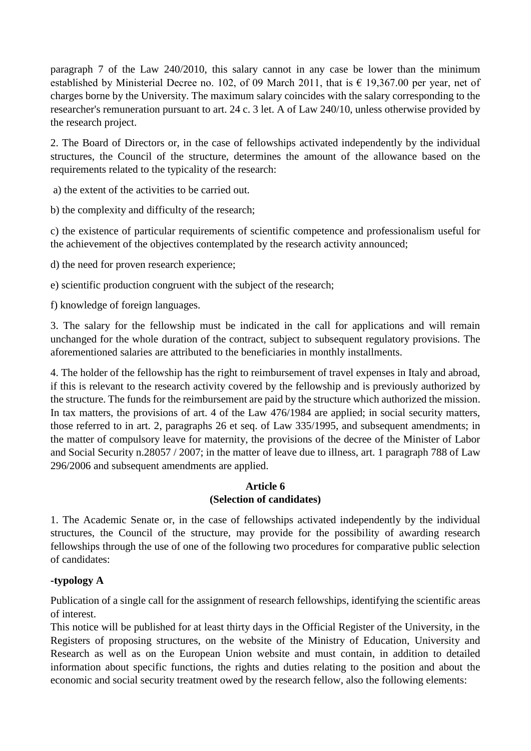paragraph 7 of the Law 240/2010, this salary cannot in any case be lower than the minimum established by Ministerial Decree no. 102, of 09 March 2011, that is € 19,367.00 per year, net of charges borne by the University. The maximum salary coincides with the salary corresponding to the researcher's remuneration pursuant to art. 24 c. 3 let. A of Law 240/10, unless otherwise provided by the research project.

2. The Board of Directors or, in the case of fellowships activated independently by the individual structures, the Council of the structure, determines the amount of the allowance based on the requirements related to the typicality of the research:

a) the extent of the activities to be carried out.

b) the complexity and difficulty of the research;

c) the existence of particular requirements of scientific competence and professionalism useful for the achievement of the objectives contemplated by the research activity announced;

d) the need for proven research experience;

e) scientific production congruent with the subject of the research;

f) knowledge of foreign languages.

3. The salary for the fellowship must be indicated in the call for applications and will remain unchanged for the whole duration of the contract, subject to subsequent regulatory provisions. The aforementioned salaries are attributed to the beneficiaries in monthly installments.

4. The holder of the fellowship has the right to reimbursement of travel expenses in Italy and abroad, if this is relevant to the research activity covered by the fellowship and is previously authorized by the structure. The funds for the reimbursement are paid by the structure which authorized the mission. In tax matters, the provisions of art. 4 of the Law 476/1984 are applied; in social security matters, those referred to in art. 2, paragraphs 26 et seq. of Law 335/1995, and subsequent amendments; in the matter of compulsory leave for maternity, the provisions of the decree of the Minister of Labor and Social Security n.28057 / 2007; in the matter of leave due to illness, art. 1 paragraph 788 of Law 296/2006 and subsequent amendments are applied.

## Article 6
## (Selection of candidates)

1. The Academic Senate or, in the case of fellowships activated independently by the individual structures, the Council of the structure, may provide for the possibility of awarding research fellowships through the use of one of the following two procedures for comparative public selection of candidates:

**-typology A**

Publication of a single call for the assignment of research fellowships, identifying the scientific areas of interest.
This notice will be published for at least thirty days in the Official Register of the University, in the Registers of proposing structures, on the website of the Ministry of Education, University and Research as well as on the European Union website and must contain, in addition to detailed information about specific functions, the rights and duties relating to the position and about the economic and social security treatment owed by the research fellow, also the following elements: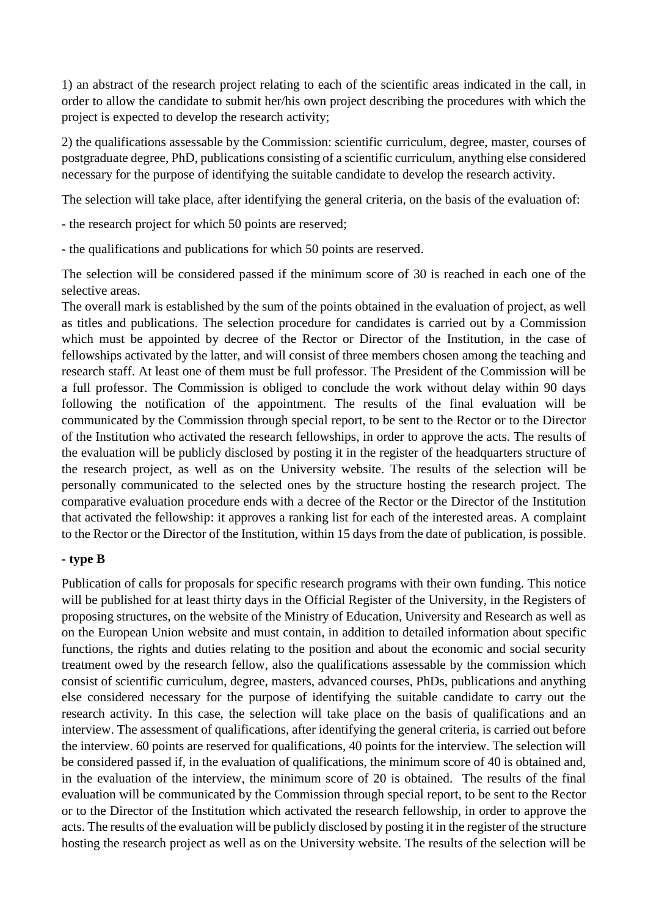1) an abstract of the research project relating to each of the scientific areas indicated in the call, in order to allow the candidate to submit her/his own project describing the procedures with which the project is expected to develop the research activity;

2) the qualifications assessable by the Commission: scientific curriculum, degree, master, courses of postgraduate degree, PhD, publications consisting of a scientific curriculum, anything else considered necessary for the purpose of identifying the suitable candidate to develop the research activity.

The selection will take place, after identifying the general criteria, on the basis of the evaluation of:

- the research project for which 50 points are reserved;

- the qualifications and publications for which 50 points are reserved.

The selection will be considered passed if the minimum score of 30 is reached in each one of the selective areas.
The overall mark is established by the sum of the points obtained in the evaluation of project, as well as titles and publications. The selection procedure for candidates is carried out by a Commission which must be appointed by decree of the Rector or Director of the Institution, in the case of fellowships activated by the latter, and will consist of three members chosen among the teaching and research staff. At least one of them must be full professor. The President of the Commission will be a full professor. The Commission is obliged to conclude the work without delay within 90 days following the notification of the appointment. The results of the final evaluation will be communicated by the Commission through special report, to be sent to the Rector or to the Director of the Institution who activated the research fellowships, in order to approve the acts. The results of the evaluation will be publicly disclosed by posting it in the register of the headquarters structure of the research project, as well as on the University website. The results of the selection will be personally communicated to the selected ones by the structure hosting the research project. The comparative evaluation procedure ends with a decree of the Rector or the Director of the Institution that activated the fellowship: it approves a ranking list for each of the interested areas. A complaint to the Rector or the Director of the Institution, within 15 days from the date of publication, is possible.

**- type B**

Publication of calls for proposals for specific research programs with their own funding. This notice will be published for at least thirty days in the Official Register of the University, in the Registers of proposing structures, on the website of the Ministry of Education, University and Research as well as on the European Union website and must contain, in addition to detailed information about specific functions, the rights and duties relating to the position and about the economic and social security treatment owed by the research fellow, also the qualifications assessable by the commission which consist of scientific curriculum, degree, masters, advanced courses, PhDs, publications and anything else considered necessary for the purpose of identifying the suitable candidate to carry out the research activity. In this case, the selection will take place on the basis of qualifications and an interview. The assessment of qualifications, after identifying the general criteria, is carried out before the interview. 60 points are reserved for qualifications, 40 points for the interview. The selection will be considered passed if, in the evaluation of qualifications, the minimum score of 40 is obtained and, in the evaluation of the interview, the minimum score of 20 is obtained. The results of the final evaluation will be communicated by the Commission through special report, to be sent to the Rector or to the Director of the Institution which activated the research fellowship, in order to approve the acts. The results of the evaluation will be publicly disclosed by posting it in the register of the structure hosting the research project as well as on the University website. The results of the selection will be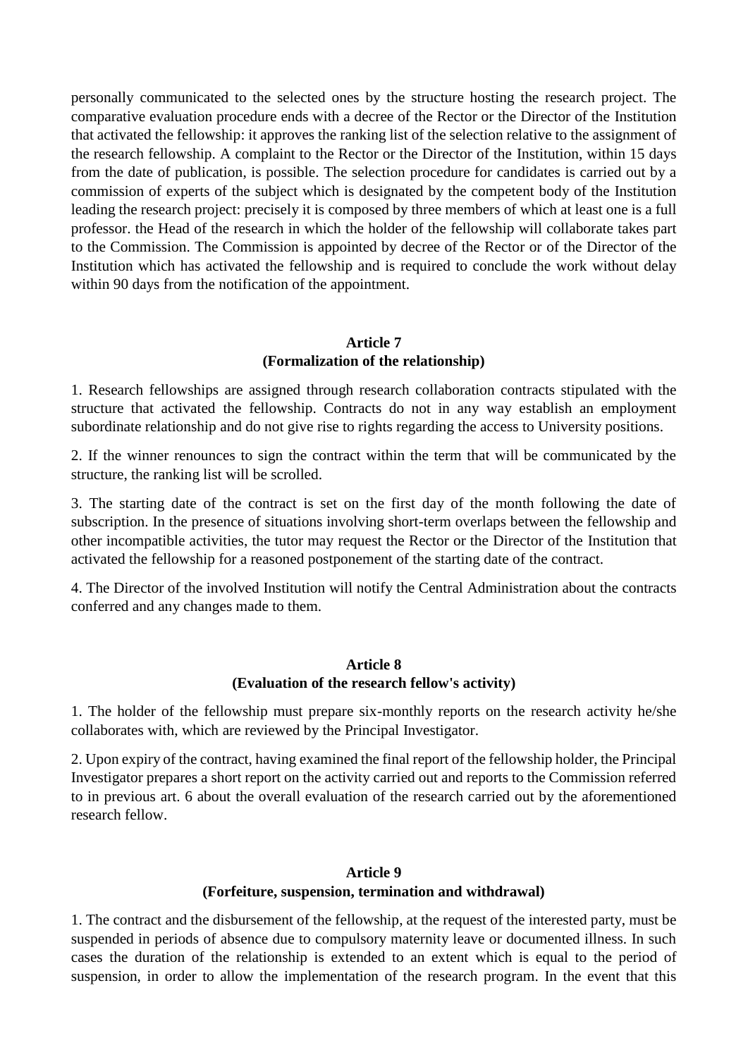personally communicated to the selected ones by the structure hosting the research project. The comparative evaluation procedure ends with a decree of the Rector or the Director of the Institution that activated the fellowship: it approves the ranking list of the selection relative to the assignment of the research fellowship. A complaint to the Rector or the Director of the Institution, within 15 days from the date of publication, is possible. The selection procedure for candidates is carried out by a commission of experts of the subject which is designated by the competent body of the Institution leading the research project: precisely it is composed by three members of which at least one is a full professor. the Head of the research in which the holder of the fellowship will collaborate takes part to the Commission. The Commission is appointed by decree of the Rector or of the Director of the Institution which has activated the fellowship and is required to conclude the work without delay within 90 days from the notification of the appointment.

### Article 7
### (Formalization of the relationship)

1. Research fellowships are assigned through research collaboration contracts stipulated with the structure that activated the fellowship. Contracts do not in any way establish an employment subordinate relationship and do not give rise to rights regarding the access to University positions.

2. If the winner renounces to sign the contract within the term that will be communicated by the structure, the ranking list will be scrolled.

3. The starting date of the contract is set on the first day of the month following the date of subscription. In the presence of situations involving short-term overlaps between the fellowship and other incompatible activities, the tutor may request the Rector or the Director of the Institution that activated the fellowship for a reasoned postponement of the starting date of the contract.

4. The Director of the involved Institution will notify the Central Administration about the contracts conferred and any changes made to them.

### Article 8
### (Evaluation of the research fellow's activity)

1. The holder of the fellowship must prepare six-monthly reports on the research activity he/she collaborates with, which are reviewed by the Principal Investigator.

2. Upon expiry of the contract, having examined the final report of the fellowship holder, the Principal Investigator prepares a short report on the activity carried out and reports to the Commission referred to in previous art. 6 about the overall evaluation of the research carried out by the aforementioned research fellow.

### Article 9
### (Forfeiture, suspension, termination and withdrawal)

1. The contract and the disbursement of the fellowship, at the request of the interested party, must be suspended in periods of absence due to compulsory maternity leave or documented illness. In such cases the duration of the relationship is extended to an extent which is equal to the period of suspension, in order to allow the implementation of the research program. In the event that this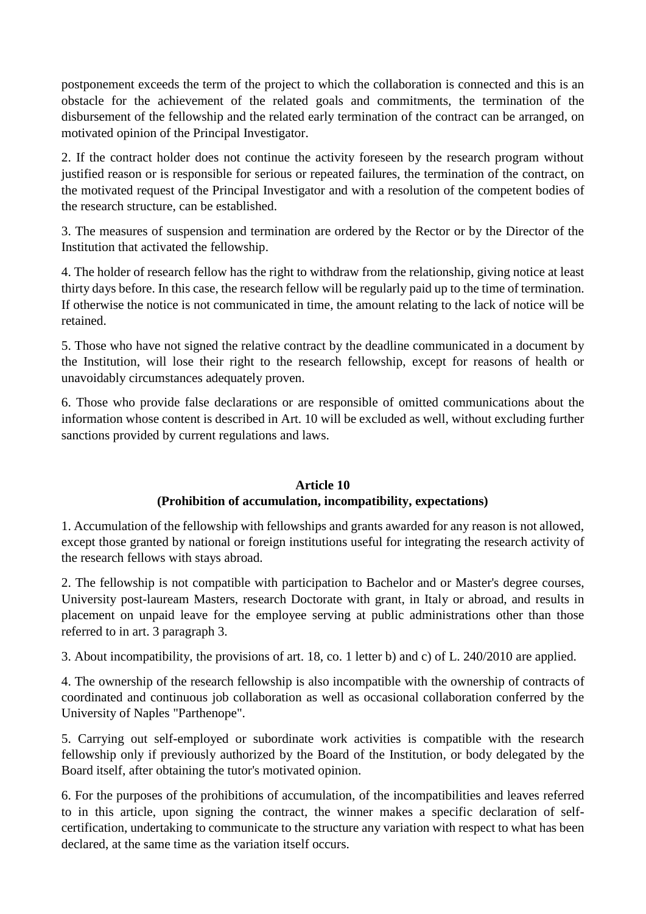postponement exceeds the term of the project to which the collaboration is connected and this is an obstacle for the achievement of the related goals and commitments, the termination of the disbursement of the fellowship and the related early termination of the contract can be arranged, on motivated opinion of the Principal Investigator.

2. If the contract holder does not continue the activity foreseen by the research program without justified reason or is responsible for serious or repeated failures, the termination of the contract, on the motivated request of the Principal Investigator and with a resolution of the competent bodies of the research structure, can be established.

3. The measures of suspension and termination are ordered by the Rector or by the Director of the Institution that activated the fellowship.

4. The holder of research fellow has the right to withdraw from the relationship, giving notice at least thirty days before. In this case, the research fellow will be regularly paid up to the time of termination. If otherwise the notice is not communicated in time, the amount relating to the lack of notice will be retained.

5. Those who have not signed the relative contract by the deadline communicated in a document by the Institution, will lose their right to the research fellowship, except for reasons of health or unavoidably circumstances adequately proven.

6. Those who provide false declarations or are responsible of omitted communications about the information whose content is described in Art. 10 will be excluded as well, without excluding further sanctions provided by current regulations and laws.

## Article 10
## (Prohibition of accumulation, incompatibility, expectations)

1. Accumulation of the fellowship with fellowships and grants awarded for any reason is not allowed, except those granted by national or foreign institutions useful for integrating the research activity of the research fellows with stays abroad.

2. The fellowship is not compatible with participation to Bachelor and or Master's degree courses, University post-lauream Masters, research Doctorate with grant, in Italy or abroad, and results in placement on unpaid leave for the employee serving at public administrations other than those referred to in art. 3 paragraph 3.

3. About incompatibility, the provisions of art. 18, co. 1 letter b) and c) of L. 240/2010 are applied.

4. The ownership of the research fellowship is also incompatible with the ownership of contracts of coordinated and continuous job collaboration as well as occasional collaboration conferred by the University of Naples "Parthenope".

5. Carrying out self-employed or subordinate work activities is compatible with the research fellowship only if previously authorized by the Board of the Institution, or body delegated by the Board itself, after obtaining the tutor's motivated opinion.

6. For the purposes of the prohibitions of accumulation, of the incompatibilities and leaves referred to in this article, upon signing the contract, the winner makes a specific declaration of self-certification, undertaking to communicate to the structure any variation with respect to what has been declared, at the same time as the variation itself occurs.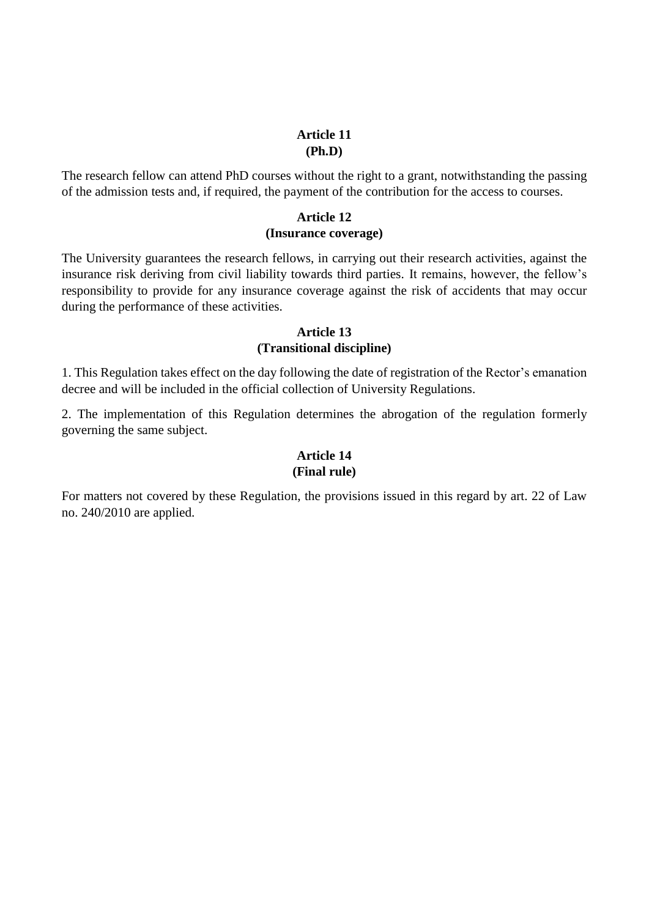**Article 11**
**(Ph.D)**

The research fellow can attend PhD courses without the right to a grant, notwithstanding the passing of the admission tests and, if required, the payment of the contribution for the access to courses.

**Article 12**
**(Insurance coverage)**

The University guarantees the research fellows, in carrying out their research activities, against the insurance risk deriving from civil liability towards third parties. It remains, however, the fellow's responsibility to provide for any insurance coverage against the risk of accidents that may occur during the performance of these activities.

**Article 13**
**(Transitional discipline)**

1. This Regulation takes effect on the day following the date of registration of the Rector's emanation decree and will be included in the official collection of University Regulations.

2. The implementation of this Regulation determines the abrogation of the regulation formerly governing the same subject.

**Article 14**
**(Final rule)**

For matters not covered by these Regulation, the provisions issued in this regard by art. 22 of Law no. 240/2010 are applied.